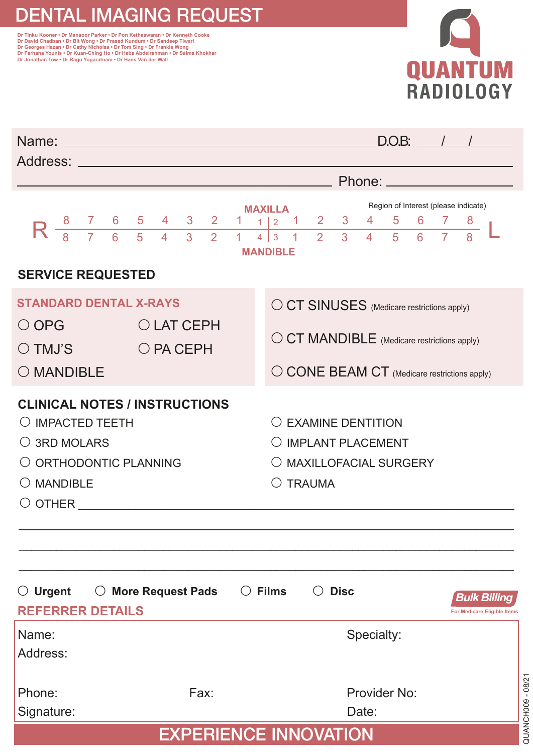# DENTAL IMAGING REQUEST

Dr Tinku Kooner • Dr Mansoor Parker • Dr Pon Ketheswaran • Dr Kenneth Cooke
Dr David Chadban • Dr Bit Wong • Dr Prasad Kundum • Dr Sandeep Tiwari
Dr Georges Hazan • Dr Cathy Nicholas • Dr Tom Sing • Dr Frankie Wong
Dr Farhana Younis • Dr Kuan-Ching Ho • Dr Heba Abdelrahman • Dr Saima Khokhar
Dr Jonathan Tow • Dr Ragu Yogaratnam • Dr Hans Van der Wall

**QUANTUM RADIOLOGY**

Name: ____________________ D.O.B: ___/___/___

Address: ____________________

____________________ Phone: ____________________

Region of Interest (please indicate)

| | | | | | | | | MAXILLA | | | | | | | | | |
|---|---|---|---|---|---|---|---|---|---|---|---|---|---|---|---|---|---|
| R | 8 | 7 | 6 | 5 | 4 | 3 | 2 | 1 | 1 \| 2 | 1 | 2 | 3 | 4 | 5 | 6 | 7 | 8 |
| | 8 | 7 | 6 | 5 | 4 | 3 | 2 | 1 | 4 \| 3 | 1 | 2 | 3 | 4 | 5 | 6 | 7 | 8 L |
| | | | | | | | | MANDIBLE | | | | | | | | | |

## SERVICE REQUESTED

### STANDARD DENTAL X-RAYS

- ○ OPG
- ○ LAT CEPH
- ○ TMJ'S
- ○ PA CEPH
- ○ MANDIBLE

- ○ CT SINUSES (Medicare restrictions apply)
- ○ CT MANDIBLE (Medicare restrictions apply)
- ○ CONE BEAM CT (Medicare restrictions apply)

## CLINICAL NOTES / INSTRUCTIONS

- ○ IMPACTED TEETH
- ○ 3RD MOLARS
- ○ ORTHODONTIC PLANNING
- ○ MANDIBLE
- ○ EXAMINE DENTITION
- ○ IMPLANT PLACEMENT
- ○ MAXILLOFACIAL SURGERY
- ○ TRAUMA
- ○ OTHER ____________________

____________________

____________________

____________________

○ **Urgent** ○ **More Request Pads** ○ **Films** ○ **Disc**

**Bulk Billing**
For Medicare Eligible Items

## REFERRER DETAILS

Name: Specialty:

Address:

Phone: Fax: Provider No:

Signature: Date:

**EXPERIENCE INNOVATION**

QUANCH009 - 08/21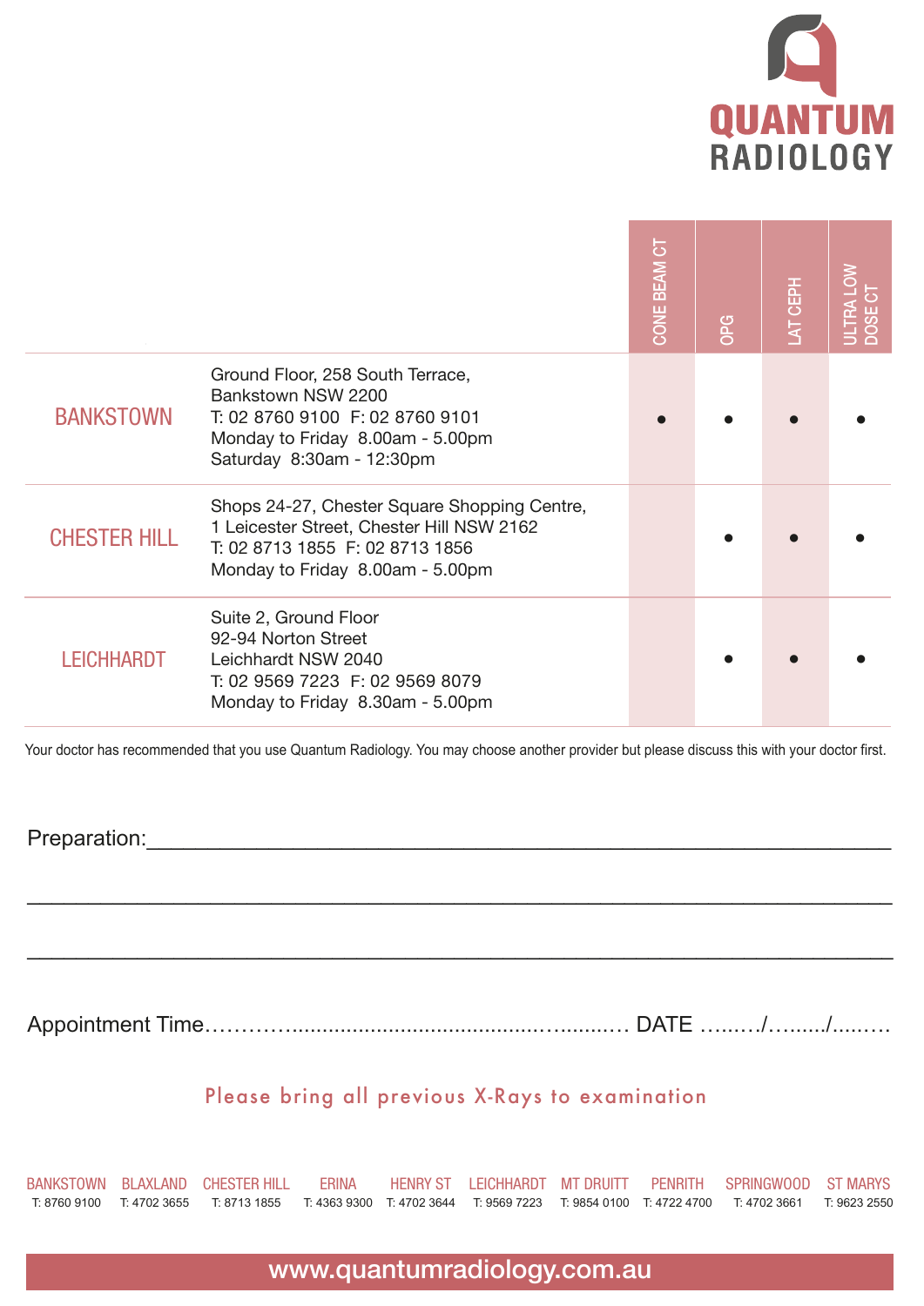# QUANTUM RADIOLOGY

| | | CONE BEAM CT | OPG | LAT CEPH | ULTRA LOW DOSE CT |
|---|---|---|---|---|---|
| BANKSTOWN | Ground Floor, 258 South Terrace, Bankstown NSW 2200<br>T: 02 8760 9100 F: 02 8760 9101<br>Monday to Friday 8.00am - 5.00pm<br>Saturday 8:30am - 12:30pm | • | • | • | • |
| CHESTER HILL | Shops 24-27, Chester Square Shopping Centre, 1 Leicester Street, Chester Hill NSW 2162<br>T: 02 8713 1855 F: 02 8713 1856<br>Monday to Friday 8.00am - 5.00pm | | • | • | • |
| LEICHHARDT | Suite 2, Ground Floor<br>92-94 Norton Street<br>Leichhardt NSW 2040<br>T: 02 9569 7223 F: 02 9569 8079<br>Monday to Friday 8.30am - 5.00pm | | • | • | • |

Your doctor has recommended that you use Quantum Radiology. You may choose another provider but please discuss this with your doctor first.

Preparation:_______________________________________________________________

___________________________________________________________________________

___________________________________________________________________________

Appointment Time…………...................................................…........… DATE ….....…/….....…/…..…

Please bring all previous X-Rays to examination

| BANKSTOWN | BLAXLAND | CHESTER HILL | ERINA | HENRY ST | LEICHHARDT | MT DRUITT | PENRITH | SPRINGWOOD | ST MARYS |
|---|---|---|---|---|---|---|---|---|---|
| T: 8760 9100 | T: 4702 3655 | T: 8713 1855 | T: 4363 9300 | T: 4702 3644 | T: 9569 7223 | T: 9854 0100 | T: 4722 4700 | T: 4702 3661 | T: 9623 2550 |

www.quantumradiology.com.au